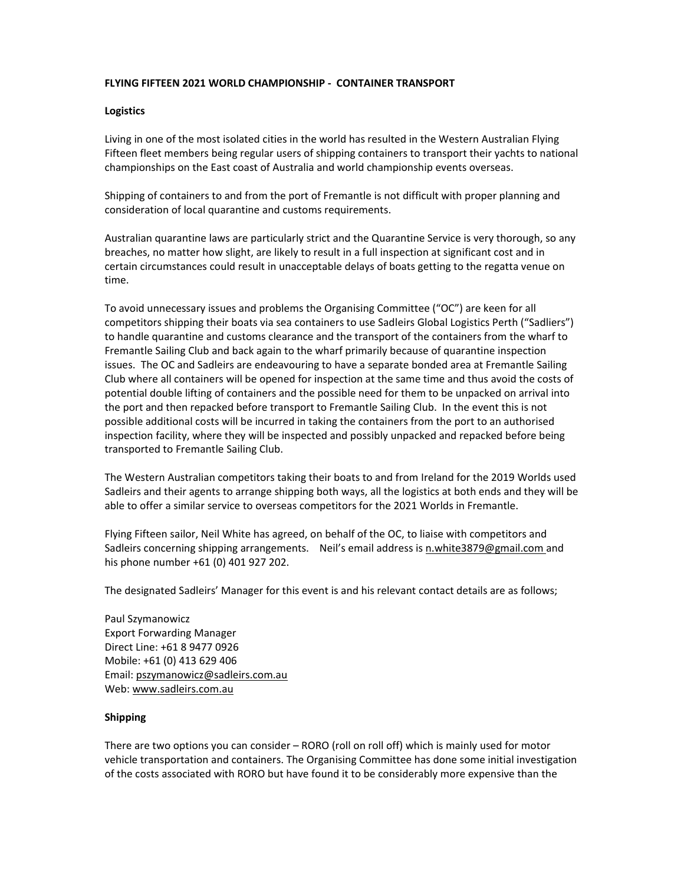**FLYING FIFTEEN 2021 WORLD CHAMPIONSHIP - CONTAINER TRANSPORT**

**Logistics**

Living in one of the most isolated cities in the world has resulted in the Western Australian Flying Fifteen fleet members being regular users of shipping containers to transport their yachts to national championships on the East coast of Australia and world championship events overseas.

Shipping of containers to and from the port of Fremantle is not difficult with proper planning and consideration of local quarantine and customs requirements.

Australian quarantine laws are particularly strict and the Quarantine Service is very thorough, so any breaches, no matter how slight, are likely to result in a full inspection at significant cost and in certain circumstances could result in unacceptable delays of boats getting to the regatta venue on time.

To avoid unnecessary issues and problems the Organising Committee ("OC") are keen for all competitors shipping their boats via sea containers to use Sadleirs Global Logistics Perth ("Sadliers") to handle quarantine and customs clearance and the transport of the containers from the wharf to Fremantle Sailing Club and back again to the wharf primarily because of quarantine inspection issues. The OC and Sadleirs are endeavouring to have a separate bonded area at Fremantle Sailing Club where all containers will be opened for inspection at the same time and thus avoid the costs of potential double lifting of containers and the possible need for them to be unpacked on arrival into the port and then repacked before transport to Fremantle Sailing Club. In the event this is not possible additional costs will be incurred in taking the containers from the port to an authorised inspection facility, where they will be inspected and possibly unpacked and repacked before being transported to Fremantle Sailing Club.

The Western Australian competitors taking their boats to and from Ireland for the 2019 Worlds used Sadleirs and their agents to arrange shipping both ways, all the logistics at both ends and they will be able to offer a similar service to overseas competitors for the 2021 Worlds in Fremantle.

Flying Fifteen sailor, Neil White has agreed, on behalf of the OC, to liaise with competitors and Sadleirs concerning shipping arrangements. Neil's email address is n.white3879@gmail.com and his phone number +61 (0) 401 927 202.

The designated Sadleirs' Manager for this event is and his relevant contact details are as follows;

Paul Szymanowicz
Export Forwarding Manager
Direct Line: +61 8 9477 0926
Mobile: +61 (0) 413 629 406
Email: pszymanowicz@sadleirs.com.au
Web: www.sadleirs.com.au

**Shipping**

There are two options you can consider – RORO (roll on roll off) which is mainly used for motor vehicle transportation and containers. The Organising Committee has done some initial investigation of the costs associated with RORO but have found it to be considerably more expensive than the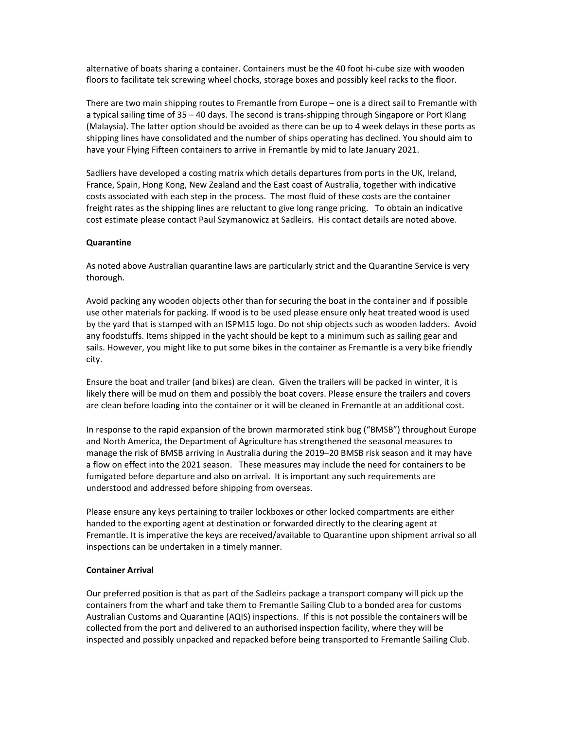alternative of boats sharing a container. Containers must be the 40 foot hi-cube size with wooden floors to facilitate tek screwing wheel chocks, storage boxes and possibly keel racks to the floor.

There are two main shipping routes to Fremantle from Europe – one is a direct sail to Fremantle with a typical sailing time of 35 – 40 days. The second is trans-shipping through Singapore or Port Klang (Malaysia). The latter option should be avoided as there can be up to 4 week delays in these ports as shipping lines have consolidated and the number of ships operating has declined. You should aim to have your Flying Fifteen containers to arrive in Fremantle by mid to late January 2021.

Sadliers have developed a costing matrix which details departures from ports in the UK, Ireland, France, Spain, Hong Kong, New Zealand and the East coast of Australia, together with indicative costs associated with each step in the process. The most fluid of these costs are the container freight rates as the shipping lines are reluctant to give long range pricing. To obtain an indicative cost estimate please contact Paul Szymanowicz at Sadleirs. His contact details are noted above.

**Quarantine**

As noted above Australian quarantine laws are particularly strict and the Quarantine Service is very thorough.

Avoid packing any wooden objects other than for securing the boat in the container and if possible use other materials for packing. If wood is to be used please ensure only heat treated wood is used by the yard that is stamped with an ISPM15 logo. Do not ship objects such as wooden ladders. Avoid any foodstuffs. Items shipped in the yacht should be kept to a minimum such as sailing gear and sails. However, you might like to put some bikes in the container as Fremantle is a very bike friendly city.

Ensure the boat and trailer (and bikes) are clean. Given the trailers will be packed in winter, it is likely there will be mud on them and possibly the boat covers. Please ensure the trailers and covers are clean before loading into the container or it will be cleaned in Fremantle at an additional cost.

In response to the rapid expansion of the brown marmorated stink bug ("BMSB") throughout Europe and North America, the Department of Agriculture has strengthened the seasonal measures to manage the risk of BMSB arriving in Australia during the 2019–20 BMSB risk season and it may have a flow on effect into the 2021 season. These measures may include the need for containers to be fumigated before departure and also on arrival. It is important any such requirements are understood and addressed before shipping from overseas.

Please ensure any keys pertaining to trailer lockboxes or other locked compartments are either handed to the exporting agent at destination or forwarded directly to the clearing agent at Fremantle. It is imperative the keys are received/available to Quarantine upon shipment arrival so all inspections can be undertaken in a timely manner.

**Container Arrival**

Our preferred position is that as part of the Sadleirs package a transport company will pick up the containers from the wharf and take them to Fremantle Sailing Club to a bonded area for customs Australian Customs and Quarantine (AQIS) inspections. If this is not possible the containers will be collected from the port and delivered to an authorised inspection facility, where they will be inspected and possibly unpacked and repacked before being transported to Fremantle Sailing Club.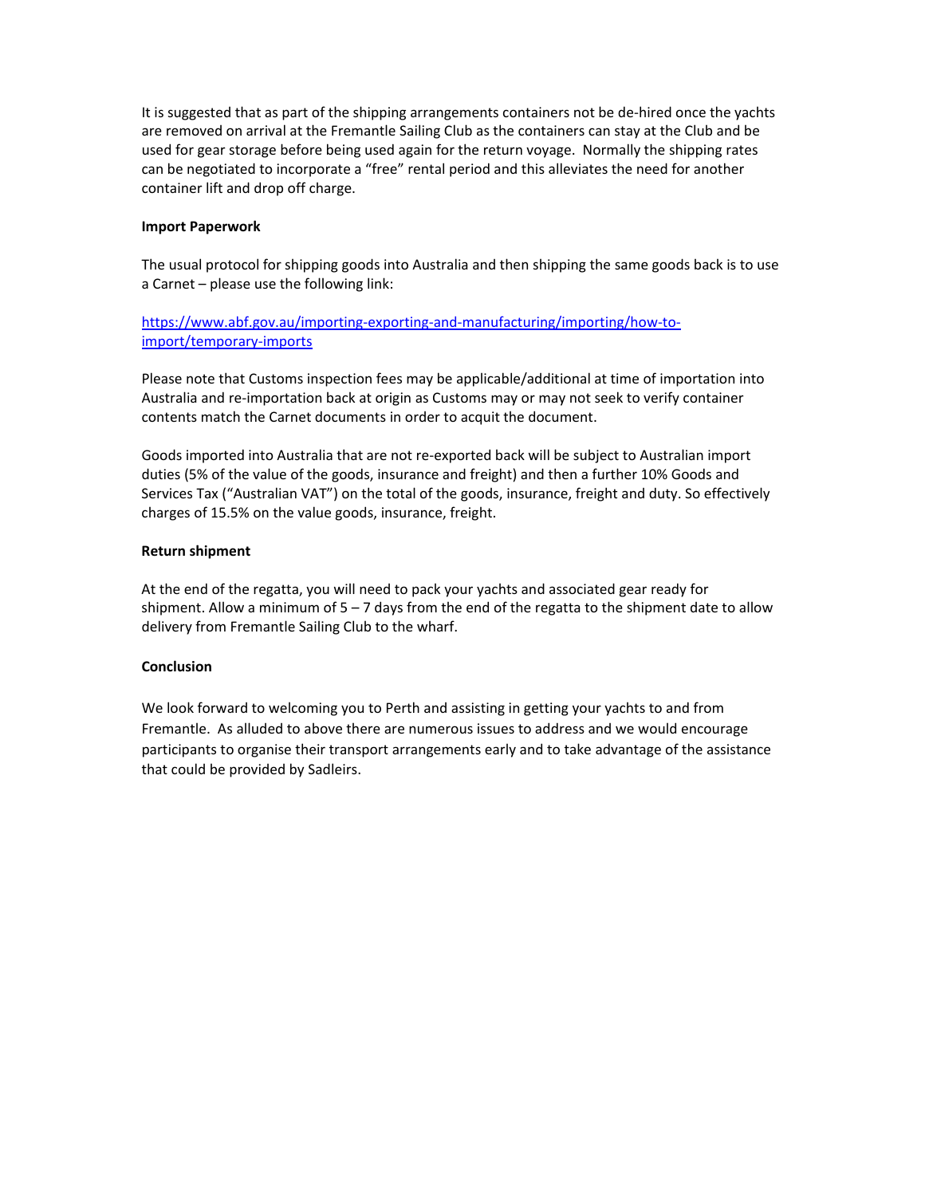It is suggested that as part of the shipping arrangements containers not be de-hired once the yachts are removed on arrival at the Fremantle Sailing Club as the containers can stay at the Club and be used for gear storage before being used again for the return voyage. Normally the shipping rates can be negotiated to incorporate a "free" rental period and this alleviates the need for another container lift and drop off charge.

**Import Paperwork**

The usual protocol for shipping goods into Australia and then shipping the same goods back is to use a Carnet – please use the following link:

[https://www.abf.gov.au/importing-exporting-and-manufacturing/importing/how-to-import/temporary-imports](https://www.abf.gov.au/importing-exporting-and-manufacturing/importing/how-to-import/temporary-imports)

Please note that Customs inspection fees may be applicable/additional at time of importation into Australia and re-importation back at origin as Customs may or may not seek to verify container contents match the Carnet documents in order to acquit the document.

Goods imported into Australia that are not re-exported back will be subject to Australian import duties (5% of the value of the goods, insurance and freight) and then a further 10% Goods and Services Tax ("Australian VAT") on the total of the goods, insurance, freight and duty. So effectively charges of 15.5% on the value goods, insurance, freight.

**Return shipment**

At the end of the regatta, you will need to pack your yachts and associated gear ready for shipment. Allow a minimum of 5 – 7 days from the end of the regatta to the shipment date to allow delivery from Fremantle Sailing Club to the wharf.

**Conclusion**

We look forward to welcoming you to Perth and assisting in getting your yachts to and from Fremantle. As alluded to above there are numerous issues to address and we would encourage participants to organise their transport arrangements early and to take advantage of the assistance that could be provided by Sadleirs.